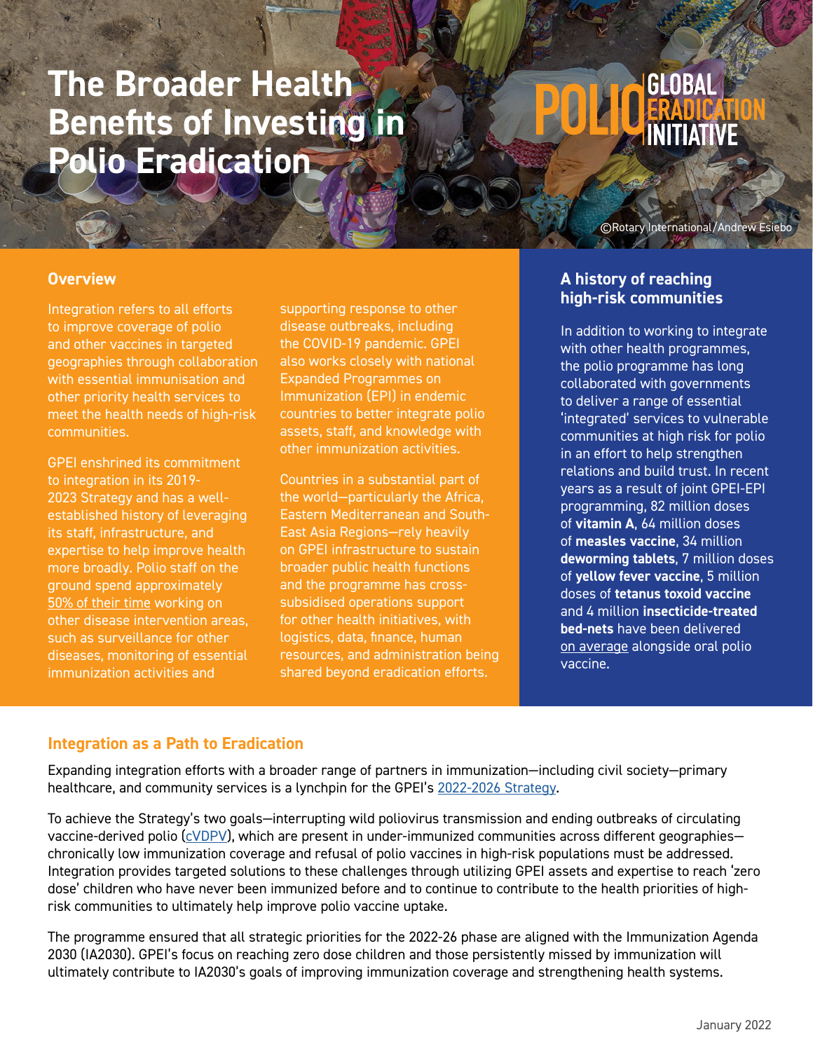# The Broader Health Benefits of Investing in Polio Eradication

POLIO GLOBAL ERADICATION INITIATIVE

©Rotary International/Andrew Esiebo

## Overview

Integration refers to all efforts to improve coverage of polio and other vaccines in targeted geographies through collaboration with essential immunisation and other priority health services to meet the health needs of high-risk communities.

GPEI enshrined its commitment to integration in its 2019-2023 Strategy and has a well-established history of leveraging its staff, infrastructure, and expertise to help improve health more broadly. Polio staff on the ground spend approximately 50% of their time working on other disease intervention areas, such as surveillance for other diseases, monitoring of essential immunization activities and supporting response to other disease outbreaks, including the COVID-19 pandemic. GPEI also works closely with national Expanded Programmes on Immunization (EPI) in endemic countries to better integrate polio assets, staff, and knowledge with other immunization activities.

Countries in a substantial part of the world—particularly the Africa, Eastern Mediterranean and South-East Asia Regions—rely heavily on GPEI infrastructure to sustain broader public health functions and the programme has cross-subsidised operations support for other health initiatives, with logistics, data, finance, human resources, and administration being shared beyond eradication efforts.

## A history of reaching high-risk communities

In addition to working to integrate with other health programmes, the polio programme has long collaborated with governments to deliver a range of essential 'integrated' services to vulnerable communities at high risk for polio in an effort to help strengthen relations and build trust. In recent years as a result of joint GPEI-EPI programming, 82 million doses of **vitamin A**, 64 million doses of **measles vaccine**, 34 million **deworming tablets**, 7 million doses of **yellow fever vaccine**, 5 million doses of **tetanus toxoid vaccine** and 4 million **insecticide-treated bed-nets** have been delivered on average alongside oral polio vaccine.

## Integration as a Path to Eradication

Expanding integration efforts with a broader range of partners in immunization—including civil society—primary healthcare, and community services is a lynchpin for the GPEI's 2022-2026 Strategy.

To achieve the Strategy's two goals—interrupting wild poliovirus transmission and ending outbreaks of circulating vaccine-derived polio (cVDPV), which are present in under-immunized communities across different geographies—chronically low immunization coverage and refusal of polio vaccines in high-risk populations must be addressed. Integration provides targeted solutions to these challenges through utilizing GPEI assets and expertise to reach 'zero dose' children who have never been immunized before and to continue to contribute to the health priorities of high-risk communities to ultimately help improve polio vaccine uptake.

The programme ensured that all strategic priorities for the 2022-26 phase are aligned with the Immunization Agenda 2030 (IA2030). GPEI's focus on reaching zero dose children and those persistently missed by immunization will ultimately contribute to IA2030's goals of improving immunization coverage and strengthening health systems.

January 2022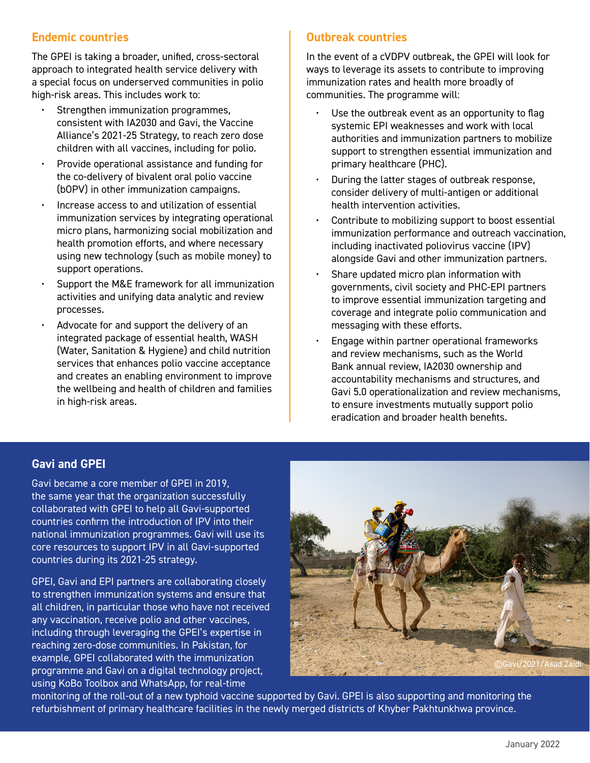## Endemic countries

The GPEI is taking a broader, unified, cross-sectoral approach to integrated health service delivery with a special focus on underserved communities in polio high-risk areas. This includes work to:

- Strengthen immunization programmes, consistent with IA2030 and Gavi, the Vaccine Alliance's 2021-25 Strategy, to reach zero dose children with all vaccines, including for polio.
- Provide operational assistance and funding for the co-delivery of bivalent oral polio vaccine (bOPV) in other immunization campaigns.
- Increase access to and utilization of essential immunization services by integrating operational micro plans, harmonizing social mobilization and health promotion efforts, and where necessary using new technology (such as mobile money) to support operations.
- Support the M&E framework for all immunization activities and unifying data analytic and review processes.
- Advocate for and support the delivery of an integrated package of essential health, WASH (Water, Sanitation & Hygiene) and child nutrition services that enhances polio vaccine acceptance and creates an enabling environment to improve the wellbeing and health of children and families in high-risk areas.

## Outbreak countries

In the event of a cVDPV outbreak, the GPEI will look for ways to leverage its assets to contribute to improving immunization rates and health more broadly of communities. The programme will:

- Use the outbreak event as an opportunity to flag systemic EPI weaknesses and work with local authorities and immunization partners to mobilize support to strengthen essential immunization and primary healthcare (PHC).
- During the latter stages of outbreak response, consider delivery of multi-antigen or additional health intervention activities.
- Contribute to mobilizing support to boost essential immunization performance and outreach vaccination, including inactivated poliovirus vaccine (IPV) alongside Gavi and other immunization partners.
- Share updated micro plan information with governments, civil society and PHC-EPI partners to improve essential immunization targeting and coverage and integrate polio communication and messaging with these efforts.
- Engage within partner operational frameworks and review mechanisms, such as the World Bank annual review, IA2030 ownership and accountability mechanisms and structures, and Gavi 5.0 operationalization and review mechanisms, to ensure investments mutually support polio eradication and broader health benefits.

## Gavi and GPEI

Gavi became a core member of GPEI in 2019, the same year that the organization successfully collaborated with GPEI to help all Gavi-supported countries confirm the introduction of IPV into their national immunization programmes. Gavi will use its core resources to support IPV in all Gavi-supported countries during its 2021-25 strategy.

GPEI, Gavi and EPI partners are collaborating closely to strengthen immunization systems and ensure that all children, in particular those who have not received any vaccination, receive polio and other vaccines, including through leveraging the GPEI's expertise in reaching zero-dose communities. In Pakistan, for example, GPEI collaborated with the immunization programme and Gavi on a digital technology project, using KoBo Toolbox and WhatsApp, for real-time monitoring of the roll-out of a new typhoid vaccine supported by Gavi. GPEI is also supporting and monitoring the refurbishment of primary healthcare facilities in the newly merged districts of Khyber Pakhtunkhwa province.

©Gavi/2021/Asad Zaidi

January 2022